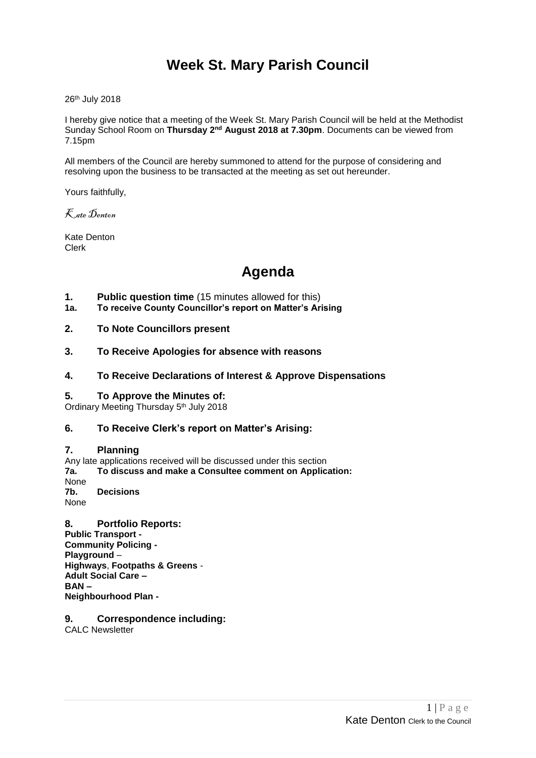# Week St. Mary Parish Council

26th July 2018

I hereby give notice that a meeting of the Week St. Mary Parish Council will be held at the Methodist Sunday School Room on **Thursday 2nd August 2018 at 7.30pm**. Documents can be viewed from 7.15pm

All members of the Council are hereby summoned to attend for the purpose of considering and resolving upon the business to be transacted at the meeting as set out hereunder.

Yours faithfully,

*Kate Denton*

Kate Denton
Clerk

# Agenda

**1. Public question time** (15 minutes allowed for this)
**1a. To receive County Councillor's report on Matter's Arising**

**2. To Note Councillors present**

**3. To Receive Apologies for absence with reasons**

**4. To Receive Declarations of Interest & Approve Dispensations**

**5. To Approve the Minutes of:**
Ordinary Meeting Thursday 5th July 2018

**6. To Receive Clerk's report on Matter's Arising:**

**7. Planning**
Any late applications received will be discussed under this section
**7a. To discuss and make a Consultee comment on Application:**
None
**7b. Decisions**
None

**8. Portfolio Reports:**
**Public Transport -**
**Community Policing -**
**Playground** –
**Highways**, **Footpaths & Greens** -
**Adult Social Care –**
**BAN –**
**Neighbourhood Plan -**

**9. Correspondence including:**
CALC Newsletter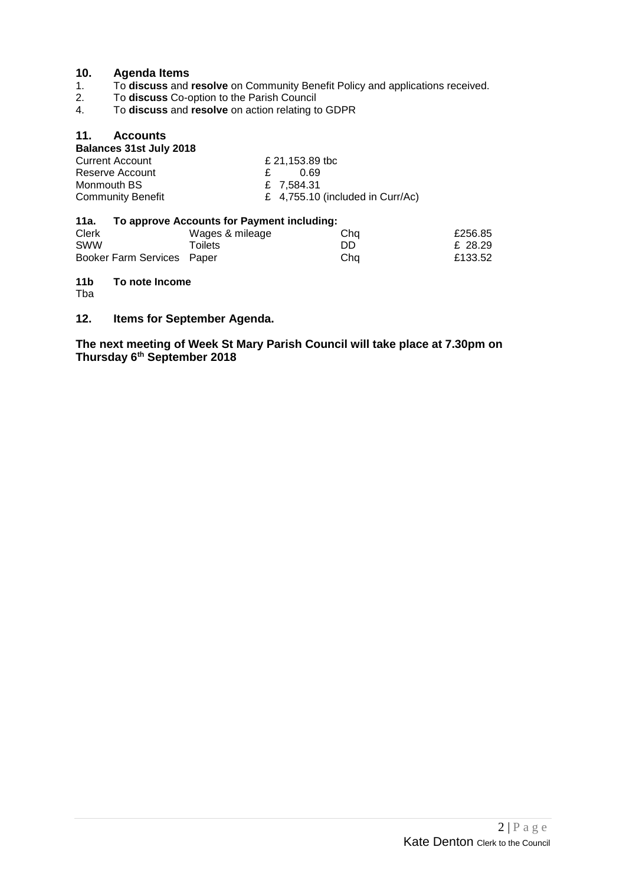## 10. Agenda Items

1. To **discuss** and **resolve** on Community Benefit Policy and applications received.
2. To **discuss** Co-option to the Parish Council
4. To **discuss** and **resolve** on action relating to GDPR

## 11. Accounts

**Balances 31st July 2018**

| | |
|---|---|
| Current Account | £ 21,153.89 tbc |
| Reserve Account | £ 0.69 |
| Monmouth BS | £ 7,584.31 |
| Community Benefit | £ 4,755.10 (included in Curr/Ac) |

### 11a. To approve Accounts for Payment including:

| | | | |
|---|---|---|---|
| Clerk | Wages & mileage | Chq | £256.85 |
| SWW | Toilets | DD | £ 28.29 |
| Booker Farm Services | Paper | Chq | £133.52 |

### 11b To note Income

Tba

## 12. Items for September Agenda.

**The next meeting of Week St Mary Parish Council will take place at 7.30pm on Thursday 6th September 2018**

Kate Denton Clerk to the Council